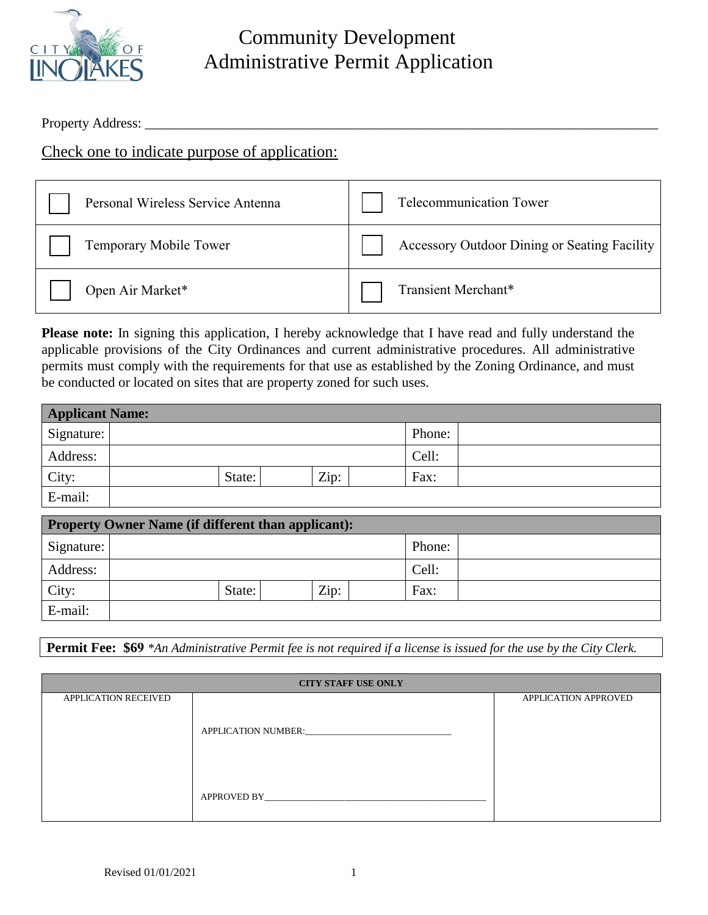# Community Development
# Administrative Permit Application

Property Address: ___________________________________________________________________________

Check one to indicate purpose of application:

| | |
|---|---|
| ☐ Personal Wireless Service Antenna | ☐ Telecommunication Tower |
| ☐ Temporary Mobile Tower | ☐ Accessory Outdoor Dining or Seating Facility |
| ☐ Open Air Market* | ☐ Transient Merchant* |

**Please note:** In signing this application, I hereby acknowledge that I have read and fully understand the applicable provisions of the City Ordinances and current administrative procedures. All administrative permits must comply with the requirements for that use as established by the Zoning Ordinance, and must be conducted or located on sites that are property zoned for such uses.

| **Applicant Name:** | | | | | | | |
|---|---|---|---|---|---|---|---|
| Signature: | | | | | | Phone: | |
| Address: | | | | | | Cell: | |
| City: | | State: | | Zip: | | Fax: | |
| E-mail: | | | | | | | |

| **Property Owner Name (if different than applicant):** | | | | | | | |
|---|---|---|---|---|---|---|---|
| Signature: | | | | | | Phone: | |
| Address: | | | | | | Cell: | |
| City: | | State: | | Zip: | | Fax: | |
| E-mail: | | | | | | | |

**Permit Fee: $69** *\*An Administrative Permit fee is not required if a license is issued for the use by the City Clerk.*

| **CITY STAFF USE ONLY** | | |
|---|---|---|
| APPLICATION RECEIVED | APPLICATION NUMBER:______________________________<br><br>APPROVED BY_____________________________________________ | APPLICATION APPROVED |

Revised 01/01/2021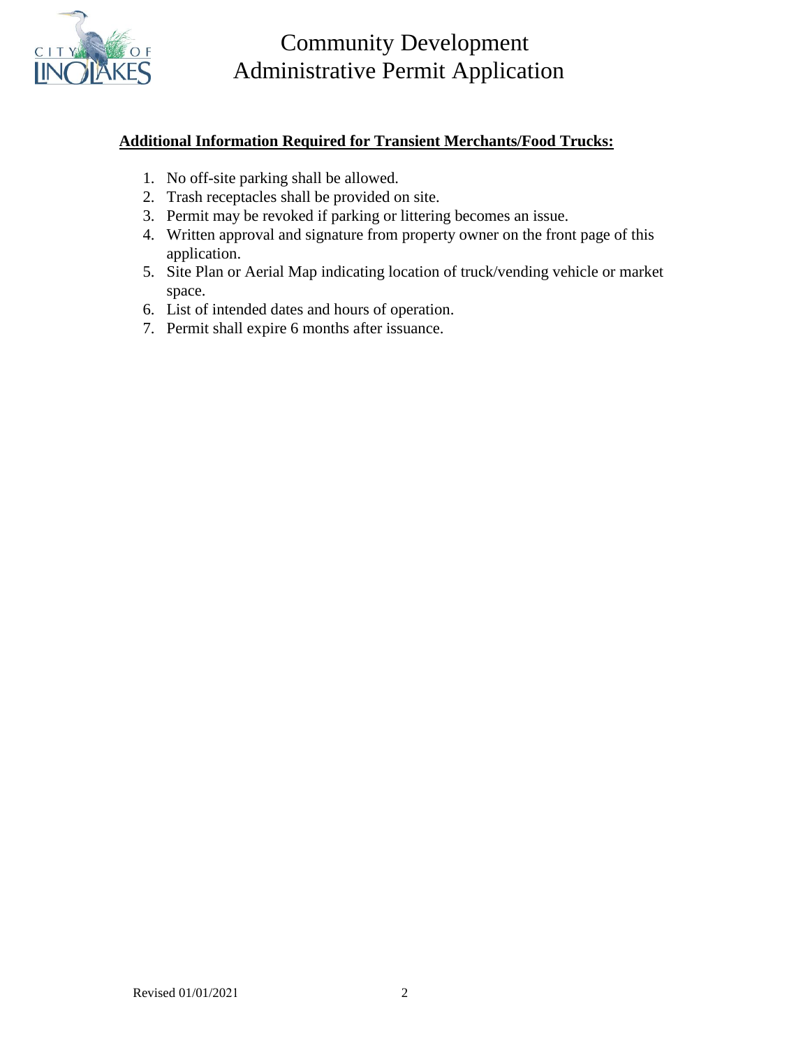# Community Development
# Administrative Permit Application

**Additional Information Required for Transient Merchants/Food Trucks:**

1. No off-site parking shall be allowed.
2. Trash receptacles shall be provided on site.
3. Permit may be revoked if parking or littering becomes an issue.
4. Written approval and signature from property owner on the front page of this application.
5. Site Plan or Aerial Map indicating location of truck/vending vehicle or market space.
6. List of intended dates and hours of operation.
7. Permit shall expire 6 months after issuance.

Revised 01/01/2021